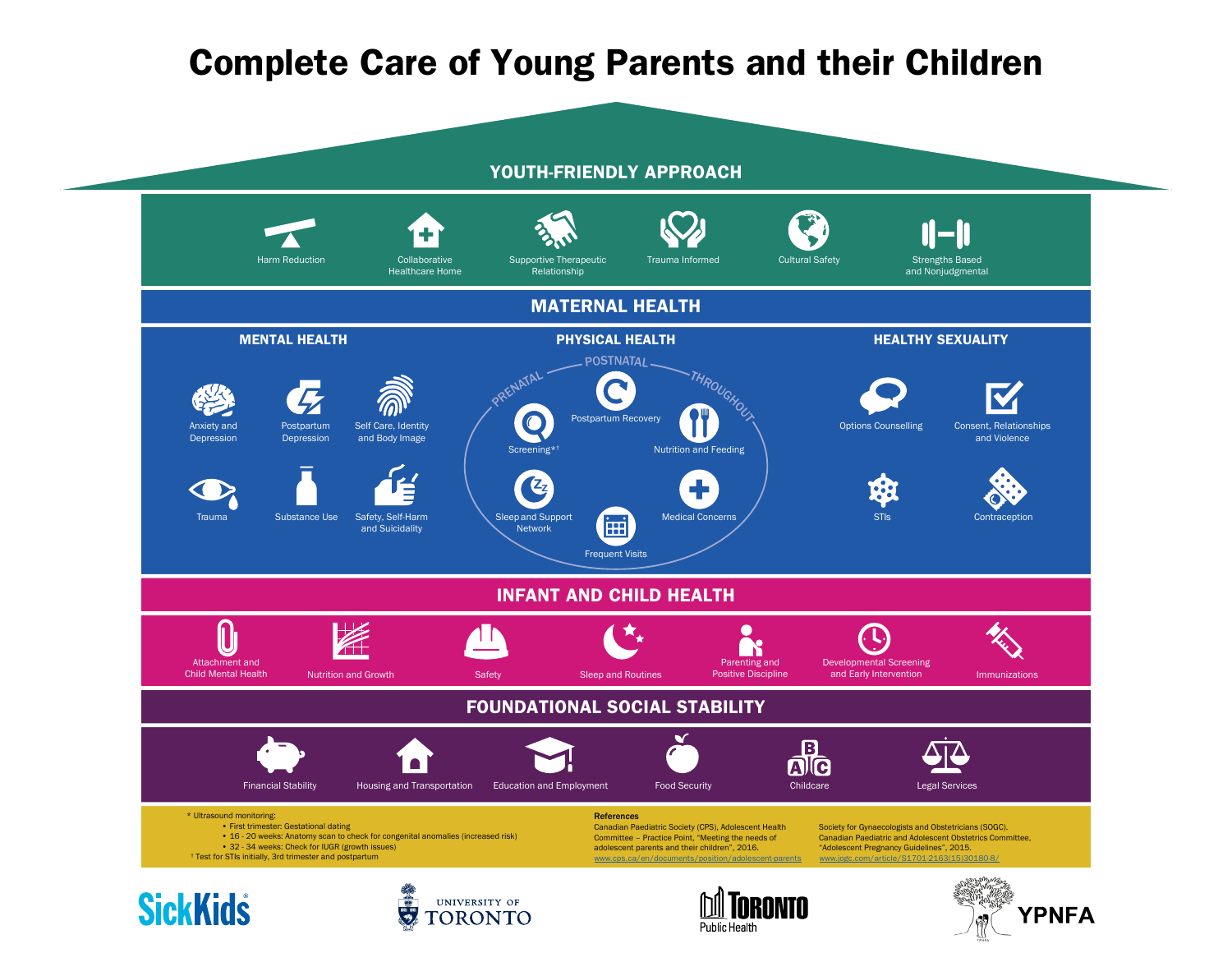# Complete Care of Young Parents and their Children

## YOUTH-FRIENDLY APPROACH

- Harm Reduction
- Collaborative Healthcare Home
- Supportive Therapeutic Relationship
- Trauma Informed
- Cultural Safety
- Strengths Based and Nonjudgmental

## MATERNAL HEALTH

### MENTAL HEALTH

- Anxiety and Depression
- Postpartum Depression
- Self Care, Identity and Body Image
- Trauma
- Substance Use
- Safety, Self-Harm and Suicidality

### PHYSICAL HEALTH

PRENATAL – POSTNATAL – THROUGHOUT

- Postpartum Recovery
- Screening*†
- Nutrition and Feeding
- Sleep and Support Network
- Medical Concerns
- Frequent Visits

### HEALTHY SEXUALITY

- Options Counselling
- Consent, Relationships and Violence
- STIs
- Contraception

## INFANT AND CHILD HEALTH

- Attachment and Child Mental Health
- Nutrition and Growth
- Safety
- Sleep and Routines
- Parenting and Positive Discipline
- Developmental Screening and Early Intervention
- Immunizations

## FOUNDATIONAL SOCIAL STABILITY

- Financial Stability
- Housing and Transportation
- Education and Employment
- Food Security
- Childcare
- Legal Services

---

\* Ultrasound monitoring:

- First trimester: Gestational dating
- 16 - 20 weeks: Anatomy scan to check for congenital anomalies (increased risk)
- 32 - 34 weeks: Check for IUGR (growth issues)

† Test for STIs initially, 3rd trimester and postpartum

**References**

Canadian Paediatric Society (CPS), Adolescent Health Committee – Practice Point, "Meeting the needs of adolescent parents and their children", 2016. www.cps.ca/en/documents/position/adolescent-parents

Society for Gynaecologists and Obstetricians (SOGC). Canadian Paediatric and Adolescent Obstetrics Committee, "Adolescent Pregnancy Guidelines", 2015. www.jogc.com/article/S1701-2163(15)30180-8/

SickKids | University of Toronto | Toronto Public Health | YPNFA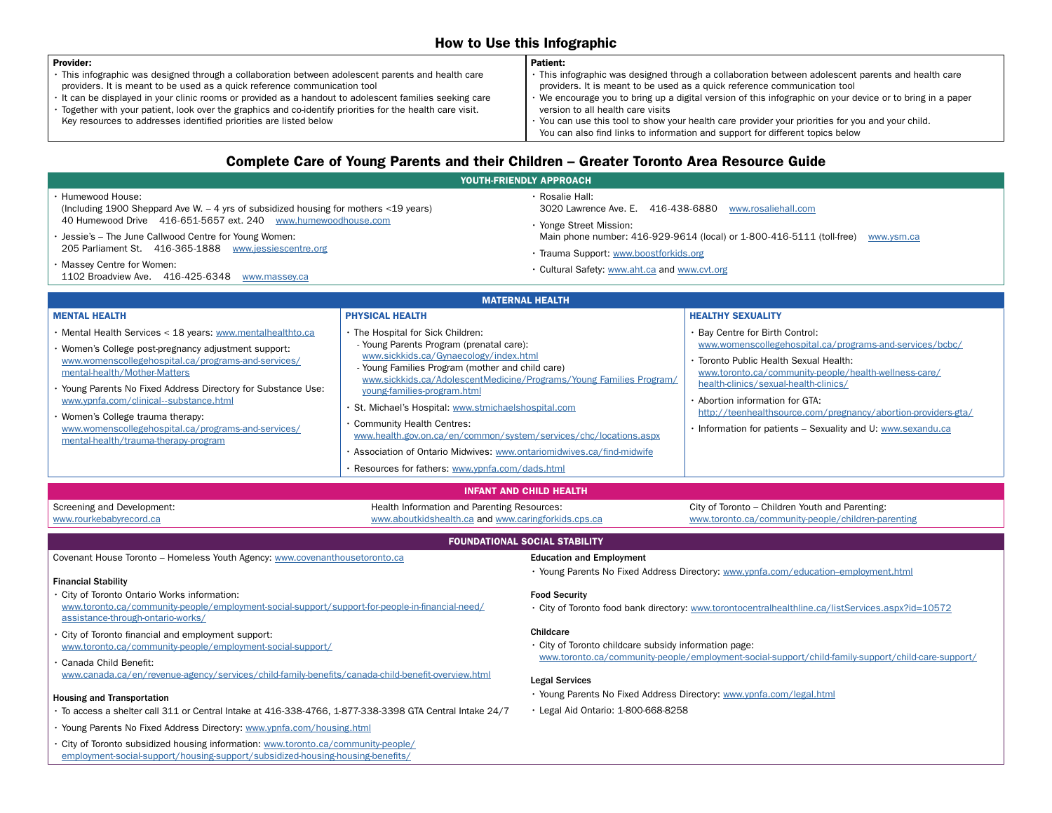## How to Use this Infographic

**Provider:**

- This infographic was designed through a collaboration between adolescent parents and health care providers. It is meant to be used as a quick reference communication tool
- It can be displayed in your clinic rooms or provided as a handout to adolescent families seeking care
- Together with your patient, look over the graphics and co-identify priorities for the health care visit. Key resources to addresses identified priorities are listed below

**Patient:**

- This infographic was designed through a collaboration between adolescent parents and health care providers. It is meant to be used as a quick reference communication tool
- We encourage you to bring up a digital version of this infographic on your device or to bring in a paper version to all health care visits
- You can use this tool to show your health care provider your priorities for you and your child. You can also find links to information and support for different topics below

## Complete Care of Young Parents and their Children – Greater Toronto Area Resource Guide

### YOUTH-FRIENDLY APPROACH

- Humewood House:
  (Including 1900 Sheppard Ave W. – 4 yrs of subsidized housing for mothers <19 years)
  40 Humewood Drive 416-651-5657 ext. 240 www.humewoodhouse.com
- Jessie's – The June Callwood Centre for Young Women:
  205 Parliament St. 416-365-1888 www.jessiescentre.org
- Massey Centre for Women:
  1102 Broadview Ave. 416-425-6348 www.massey.ca
- Rosalie Hall:
  3020 Lawrence Ave. E. 416-438-6880 www.rosaliehall.com
- Yonge Street Mission:
  Main phone number: 416-929-9614 (local) or 1-800-416-5111 (toll-free) www.ysm.ca
- Trauma Support: www.boostforkids.org
- Cultural Safety: www.aht.ca and www.cvt.org

### MATERNAL HEALTH

#### MENTAL HEALTH

- Mental Health Services < 18 years: www.mentalhealthto.ca
- Women's College post-pregnancy adjustment support: www.womenscollegehospital.ca/programs-and-services/mental-health/Mother-Matters
- Young Parents No Fixed Address Directory for Substance Use: www.ypnfa.com/clinical--substance.html
- Women's College trauma therapy: www.womenscollegehospital.ca/programs-and-services/mental-health/trauma-therapy-program

#### PHYSICAL HEALTH

- The Hospital for Sick Children:
  - Young Parents Program (prenatal care): www.sickkids.ca/Gynaecology/index.html
  - Young Families Program (mother and child care) www.sickkids.ca/AdolescentMedicine/Programs/Young Families Program/young-families-program.html
- St. Michael's Hospital: www.stmichaelshospital.com
- Community Health Centres: www.health.gov.on.ca/en/common/system/services/chc/locations.aspx
- Association of Ontario Midwives: www.ontariomidwives.ca/find-midwife
- Resources for fathers: www.ypnfa.com/dads.html

#### HEALTHY SEXUALITY

- Bay Centre for Birth Control: www.womenscollegehospital.ca/programs-and-services/bcbc/
- Toronto Public Health Sexual Health: www.toronto.ca/community-people/health-wellness-care/health-clinics/sexual-health-clinics/
- Abortion information for GTA: http://teenhealthsource.com/pregnancy/abortion-providers-gta/
- Information for patients – Sexuality and U: www.sexandu.ca

### INFANT AND CHILD HEALTH

Screening and Development: www.rourkebabyrecord.ca

Health Information and Parenting Resources: www.aboutkidshealth.ca and www.caringforkids.cps.ca

City of Toronto – Children Youth and Parenting: www.toronto.ca/community-people/children-parenting

### FOUNDATIONAL SOCIAL STABILITY

Covenant House Toronto – Homeless Youth Agency: www.covenanthousetoronto.ca

**Financial Stability**

- City of Toronto Ontario Works information: www.toronto.ca/community-people/employment-social-support/support-for-people-in-financial-need/assistance-through-ontario-works/
- City of Toronto financial and employment support: www.toronto.ca/community-people/employment-social-support/
- Canada Child Benefit: www.canada.ca/en/revenue-agency/services/child-family-benefits/canada-child-benefit-overview.html

**Housing and Transportation**

- To access a shelter call 311 or Central Intake at 416-338-4766, 1-877-338-3398 GTA Central Intake 24/7
- Young Parents No Fixed Address Directory: www.ypnfa.com/housing.html
- City of Toronto subsidized housing information: www.toronto.ca/community-people/employment-social-support/housing-support/subsidized-housing-housing-benefits/

**Education and Employment**

- Young Parents No Fixed Address Directory: www.ypnfa.com/education–employment.html

**Food Security**

- City of Toronto food bank directory: www.torontocentralhealthline.ca/listServices.aspx?id=10572

**Childcare**

- City of Toronto childcare subsidy information page: www.toronto.ca/community-people/employment-social-support/child-family-support/child-care-support/

**Legal Services**

- Young Parents No Fixed Address Directory: www.ypnfa.com/legal.html
- Legal Aid Ontario: 1-800-668-8258